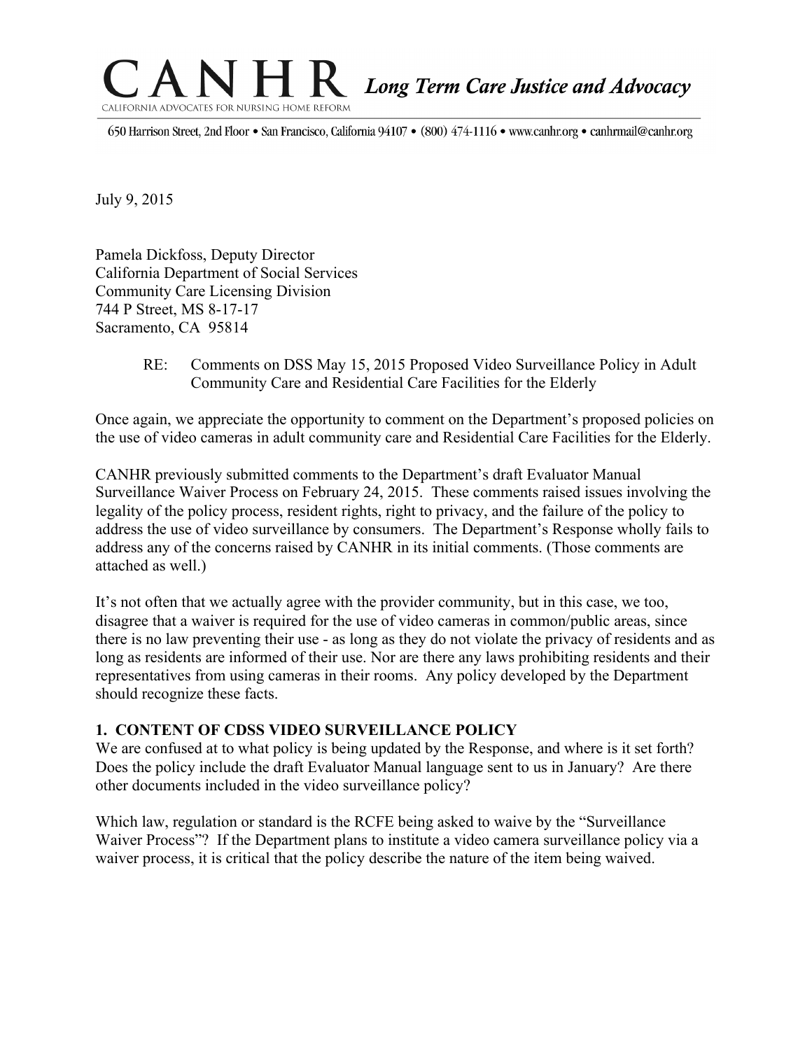# CANHR *Long Term Care Justice and Advocacy*

CALIFORNIA ADVOCATES FOR NURSING HOME REFORM

650 Harrison Street, 2nd Floor • San Francisco, California 94107 • (800) 474-1116 • www.canhr.org • canhrmail@canhr.org

July 9, 2015

Pamela Dickfoss, Deputy Director
California Department of Social Services
Community Care Licensing Division
744 P Street, MS 8-17-17
Sacramento, CA 95814

RE: Comments on DSS May 15, 2015 Proposed Video Surveillance Policy in Adult Community Care and Residential Care Facilities for the Elderly

Once again, we appreciate the opportunity to comment on the Department's proposed policies on the use of video cameras in adult community care and Residential Care Facilities for the Elderly.

CANHR previously submitted comments to the Department's draft Evaluator Manual Surveillance Waiver Process on February 24, 2015. These comments raised issues involving the legality of the policy process, resident rights, right to privacy, and the failure of the policy to address the use of video surveillance by consumers. The Department's Response wholly fails to address any of the concerns raised by CANHR in its initial comments. (Those comments are attached as well.)

It's not often that we actually agree with the provider community, but in this case, we too, disagree that a waiver is required for the use of video cameras in common/public areas, since there is no law preventing their use - as long as they do not violate the privacy of residents and as long as residents are informed of their use. Nor are there any laws prohibiting residents and their representatives from using cameras in their rooms. Any policy developed by the Department should recognize these facts.

## 1. CONTENT OF CDSS VIDEO SURVEILLANCE POLICY

We are confused at to what policy is being updated by the Response, and where is it set forth? Does the policy include the draft Evaluator Manual language sent to us in January? Are there other documents included in the video surveillance policy?

Which law, regulation or standard is the RCFE being asked to waive by the "Surveillance Waiver Process"? If the Department plans to institute a video camera surveillance policy via a waiver process, it is critical that the policy describe the nature of the item being waived.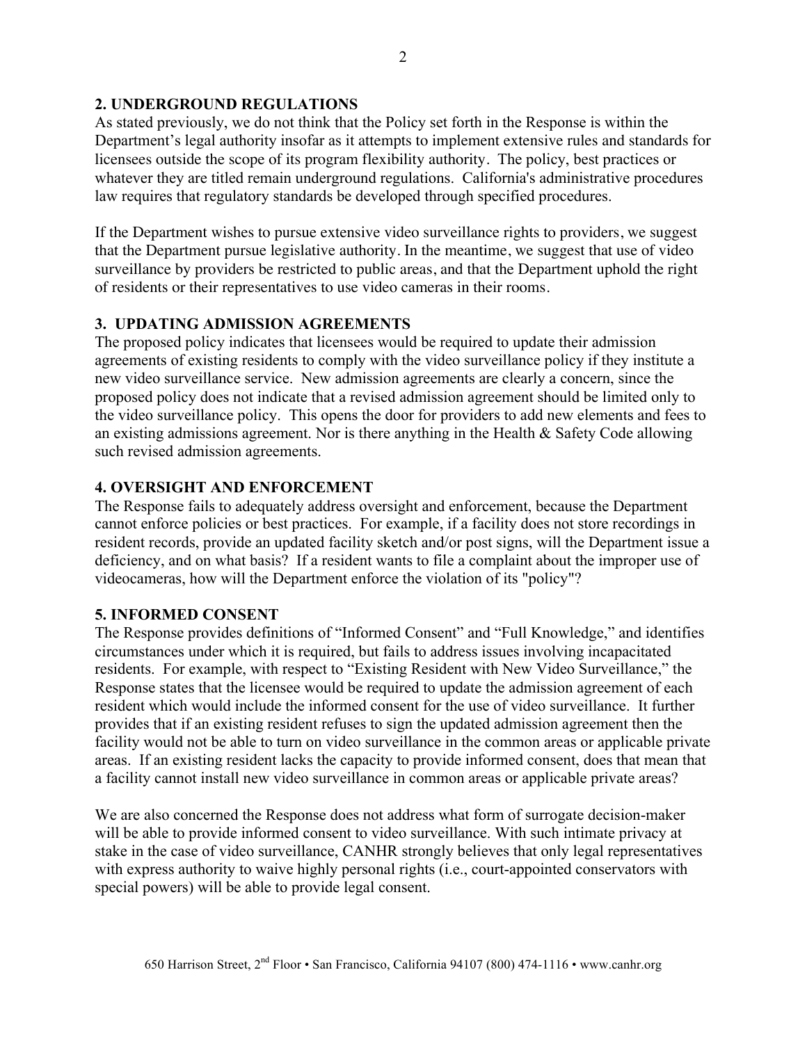## 2. UNDERGROUND REGULATIONS

As stated previously, we do not think that the Policy set forth in the Response is within the Department's legal authority insofar as it attempts to implement extensive rules and standards for licensees outside the scope of its program flexibility authority. The policy, best practices or whatever they are titled remain underground regulations. California's administrative procedures law requires that regulatory standards be developed through specified procedures.

If the Department wishes to pursue extensive video surveillance rights to providers, we suggest that the Department pursue legislative authority. In the meantime, we suggest that use of video surveillance by providers be restricted to public areas, and that the Department uphold the right of residents or their representatives to use video cameras in their rooms.

## 3. UPDATING ADMISSION AGREEMENTS

The proposed policy indicates that licensees would be required to update their admission agreements of existing residents to comply with the video surveillance policy if they institute a new video surveillance service. New admission agreements are clearly a concern, since the proposed policy does not indicate that a revised admission agreement should be limited only to the video surveillance policy. This opens the door for providers to add new elements and fees to an existing admissions agreement. Nor is there anything in the Health & Safety Code allowing such revised admission agreements.

## 4. OVERSIGHT AND ENFORCEMENT

The Response fails to adequately address oversight and enforcement, because the Department cannot enforce policies or best practices. For example, if a facility does not store recordings in resident records, provide an updated facility sketch and/or post signs, will the Department issue a deficiency, and on what basis? If a resident wants to file a complaint about the improper use of videocameras, how will the Department enforce the violation of its "policy"?

## 5. INFORMED CONSENT

The Response provides definitions of "Informed Consent" and "Full Knowledge," and identifies circumstances under which it is required, but fails to address issues involving incapacitated residents. For example, with respect to "Existing Resident with New Video Surveillance," the Response states that the licensee would be required to update the admission agreement of each resident which would include the informed consent for the use of video surveillance. It further provides that if an existing resident refuses to sign the updated admission agreement then the facility would not be able to turn on video surveillance in the common areas or applicable private areas. If an existing resident lacks the capacity to provide informed consent, does that mean that a facility cannot install new video surveillance in common areas or applicable private areas?

We are also concerned the Response does not address what form of surrogate decision-maker will be able to provide informed consent to video surveillance. With such intimate privacy at stake in the case of video surveillance, CANHR strongly believes that only legal representatives with express authority to waive highly personal rights (i.e., court-appointed conservators with special powers) will be able to provide legal consent.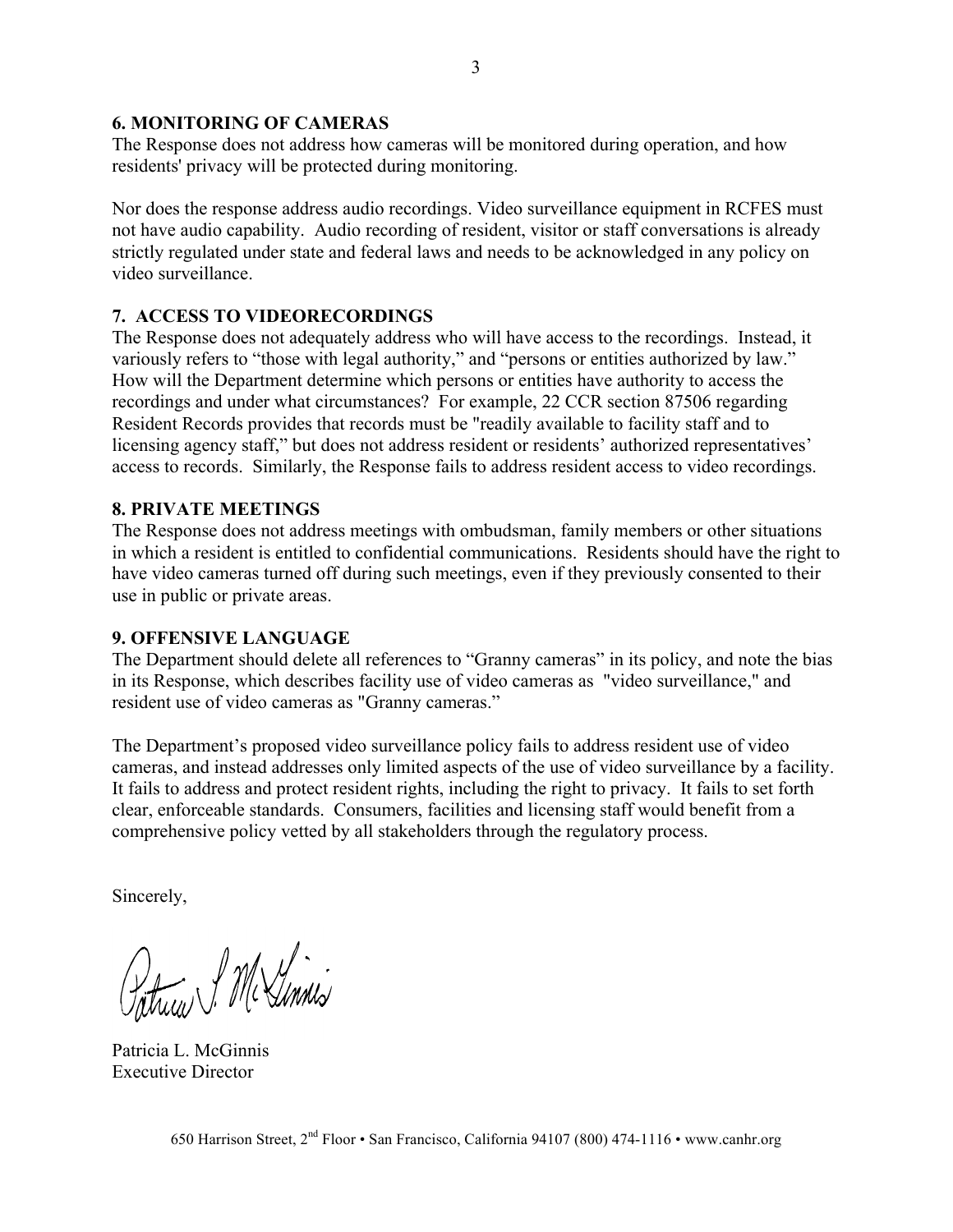## 6. MONITORING OF CAMERAS

The Response does not address how cameras will be monitored during operation, and how residents' privacy will be protected during monitoring.

Nor does the response address audio recordings. Video surveillance equipment in RCFES must not have audio capability. Audio recording of resident, visitor or staff conversations is already strictly regulated under state and federal laws and needs to be acknowledged in any policy on video surveillance.

## 7. ACCESS TO VIDEORECORDINGS

The Response does not adequately address who will have access to the recordings. Instead, it variously refers to "those with legal authority," and "persons or entities authorized by law." How will the Department determine which persons or entities have authority to access the recordings and under what circumstances? For example, 22 CCR section 87506 regarding Resident Records provides that records must be "readily available to facility staff and to licensing agency staff," but does not address resident or residents' authorized representatives' access to records. Similarly, the Response fails to address resident access to video recordings.

## 8. PRIVATE MEETINGS

The Response does not address meetings with ombudsman, family members or other situations in which a resident is entitled to confidential communications. Residents should have the right to have video cameras turned off during such meetings, even if they previously consented to their use in public or private areas.

## 9. OFFENSIVE LANGUAGE

The Department should delete all references to "Granny cameras" in its policy, and note the bias in its Response, which describes facility use of video cameras as "video surveillance," and resident use of video cameras as "Granny cameras."

The Department's proposed video surveillance policy fails to address resident use of video cameras, and instead addresses only limited aspects of the use of video surveillance by a facility. It fails to address and protect resident rights, including the right to privacy. It fails to set forth clear, enforceable standards. Consumers, facilities and licensing staff would benefit from a comprehensive policy vetted by all stakeholders through the regulatory process.

Sincerely,

Patricia L. McGinnis
Executive Director

650 Harrison Street, 2nd Floor • San Francisco, California 94107 (800) 474-1116 • www.canhr.org